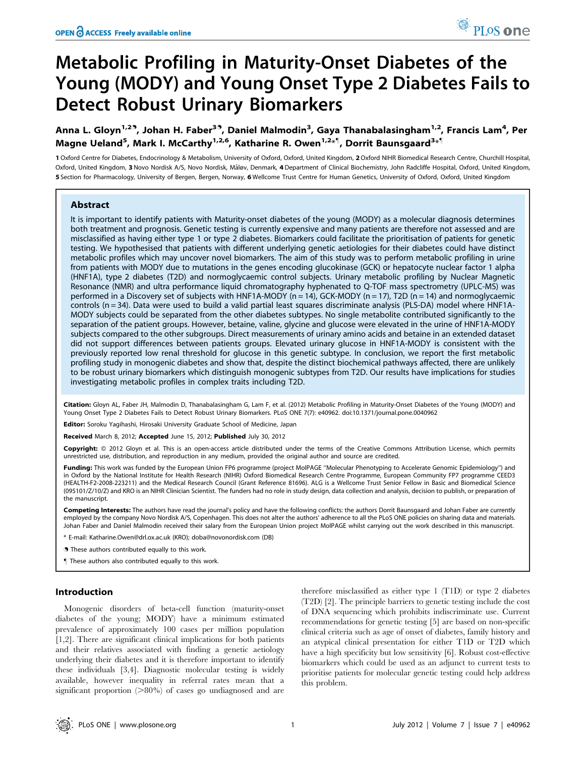# Metabolic Profiling in Maturity-Onset Diabetes of the Young (MODY) and Young Onset Type 2 Diabetes Fails to Detect Robust Urinary Biomarkers

Anna L. Gloyn[1,2,9], Johan H. Faber[3,9], Daniel Malmodin[3], Gaya Thanabalasingham[1,2], Francis Lam[4], Per Magne Ueland[5], Mark I. McCarthy[1,2,6], Katharine R. Owen[1,2*¶], Dorrit Baunsgaard[3*¶]

1 Oxford Centre for Diabetes, Endocrinology & Metabolism, University of Oxford, Oxford, United Kingdom, 2 Oxford NIHR Biomedical Research Centre, Churchill Hospital, Oxford, United Kingdom, 3 Novo Nordisk A/S, Novo Nordisk, Måløv, Denmark, 4 Department of Clinical Biochemistry, John Radcliffe Hospital, Oxford, United Kingdom, 5 Section for Pharmacology, University of Bergen, Bergen, Norway, 6 Wellcome Trust Centre for Human Genetics, University of Oxford, Oxford, United Kingdom

## Abstract

It is important to identify patients with Maturity-onset diabetes of the young (MODY) as a molecular diagnosis determines both treatment and prognosis. Genetic testing is currently expensive and many patients are therefore not assessed and are misclassified as having either type 1 or type 2 diabetes. Biomarkers could facilitate the prioritisation of patients for genetic testing. We hypothesised that patients with different underlying genetic aetiologies for their diabetes could have distinct metabolic profiles which may uncover novel biomarkers. The aim of this study was to perform metabolic profiling in urine from patients with MODY due to mutations in the genes encoding glucokinase (GCK) or hepatocyte nuclear factor 1 alpha (HNF1A), type 2 diabetes (T2D) and normoglycaemic control subjects. Urinary metabolic profiling by Nuclear Magnetic Resonance (NMR) and ultra performance liquid chromatography hyphenated to Q-TOF mass spectrometry (UPLC-MS) was performed in a Discovery set of subjects with HNF1A-MODY (n = 14), GCK-MODY (n = 17), T2D (n = 14) and normoglycaemic controls (n = 34). Data were used to build a valid partial least squares discriminate analysis (PLS-DA) model where HNF1A-MODY subjects could be separated from the other diabetes subtypes. No single metabolite contributed significantly to the separation of the patient groups. However, betaine, valine, glycine and glucose were elevated in the urine of HNF1A-MODY subjects compared to the other subgroups. Direct measurements of urinary amino acids and betaine in an extended dataset did not support differences between patients groups. Elevated urinary glucose in HNF1A-MODY is consistent with the previously reported low renal threshold for glucose in this genetic subtype. In conclusion, we report the first metabolic profiling study in monogenic diabetes and show that, despite the distinct biochemical pathways affected, there are unlikely to be robust urinary biomarkers which distinguish monogenic subtypes from T2D. Our results have implications for studies investigating metabolic profiles in complex traits including T2D.

**Citation:** Gloyn AL, Faber JH, Malmodin D, Thanabalasingham G, Lam F, et al. (2012) Metabolic Profiling in Maturity-Onset Diabetes of the Young (MODY) and Young Onset Type 2 Diabetes Fails to Detect Robust Urinary Biomarkers. PLoS ONE 7(7): e40962. doi:10.1371/journal.pone.0040962

**Editor:** Soroku Yagihashi, Hirosaki University Graduate School of Medicine, Japan

**Received** March 8, 2012; **Accepted** June 15, 2012; **Published** July 30, 2012

**Copyright:** © 2012 Gloyn et al. This is an open-access article distributed under the terms of the Creative Commons Attribution License, which permits unrestricted use, distribution, and reproduction in any medium, provided the original author and source are credited.

**Funding:** This work was funded by the European Union FP6 programme (project MolPAGE "Molecular Phenotyping to Accelerate Genomic Epidemiology") and in Oxford by the National Institute for Health Research (NIHR) Oxford Biomedical Research Centre Programme, European Community FP7 programme CEED3 (HEALTH-F2-2008-223211) and the Medical Research Council (Grant Reference 81696). ALG is a Wellcome Trust Senior Fellow in Basic and Biomedical Science (095101/Z/10/Z) and KRO is an NIHR Clinician Scientist. The funders had no role in study design, data collection and analysis, decision to publish, or preparation of the manuscript.

**Competing Interests:** The authors have read the journal's policy and have the following conflicts: the authors Dorrit Baunsgaard and Johan Faber are currently employed by the company Novo Nordisk A/S, Copenhagen. This does not alter the authors' adherence to all the PLoS ONE policies on sharing data and materials. Johan Faber and Daniel Malmodin received their salary from the European Union project MolPAGE whilst carrying out the work described in this manuscript.

\* E-mail: Katharine.Owen@drl.ox.ac.uk (KRO); doba@novonordisk.com (DB)

9 These authors contributed equally to this work.

¶ These authors also contributed equally to this work.

## Introduction

Monogenic disorders of beta-cell function (maturity-onset diabetes of the young; MODY) have a minimum estimated prevalence of approximately 100 cases per million population [1,2]. There are significant clinical implications for both patients and their relatives associated with finding a genetic aetiology underlying their diabetes and it is therefore important to identify these individuals [3,4]. Diagnostic molecular testing is widely available, however inequality in referral rates mean that a significant proportion (>80%) of cases go undiagnosed and are therefore misclassified as either type 1 (T1D) or type 2 diabetes (T2D) [2]. The principle barriers to genetic testing include the cost of DNA sequencing which prohibits indiscriminate use. Current recommendations for genetic testing [5] are based on non-specific clinical criteria such as age of onset of diabetes, family history and an atypical clinical presentation for either T1D or T2D which have a high specificity but low sensitivity [6]. Robust cost-effective biomarkers which could be used as an adjunct to current tests to prioritise patients for molecular genetic testing could help address this problem.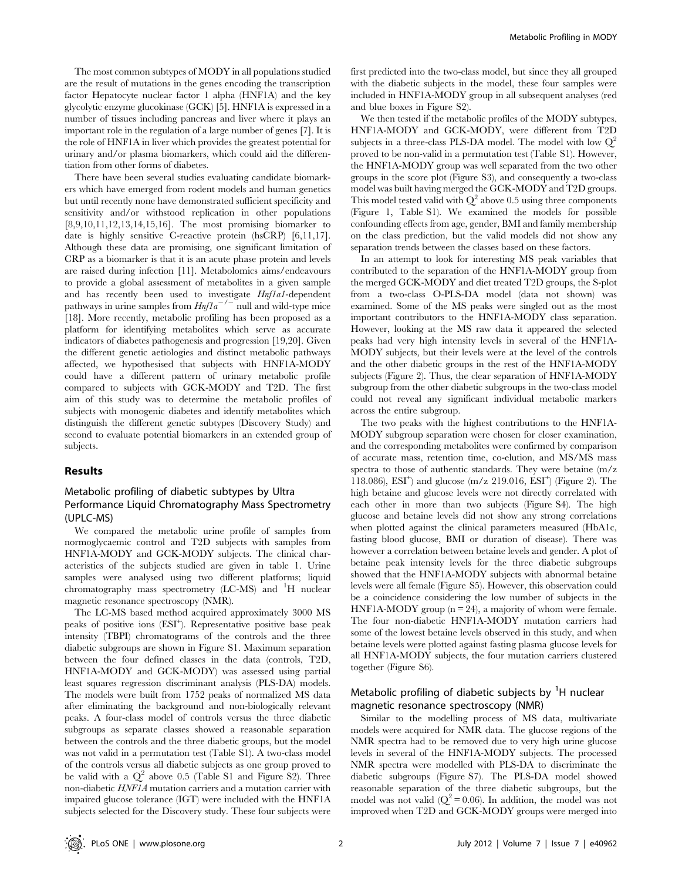The most common subtypes of MODY in all populations studied are the result of mutations in the genes encoding the transcription factor Hepatocyte nuclear factor 1 alpha (HNF1A) and the key glycolytic enzyme glucokinase (GCK) [5]. HNF1A is expressed in a number of tissues including pancreas and liver where it plays an important role in the regulation of a large number of genes [7]. It is the role of HNF1A in liver which provides the greatest potential for urinary and/or plasma biomarkers, which could aid the differentiation from other forms of diabetes.

There have been several studies evaluating candidate biomarkers which have emerged from rodent models and human genetics but until recently none have demonstrated sufficient specificity and sensitivity and/or withstood replication in other populations [8,9,10,11,12,13,14,15,16]. The most promising biomarker to date is highly sensitive C-reactive protein (hsCRP) [6,11,17]. Although these data are promising, one significant limitation of CRP as a biomarker is that it is an acute phase protein and levels are raised during infection [11]. Metabolomics aims/endeavours to provide a global assessment of metabolites in a given sample and has recently been used to investigate *Hnf1a1*-dependent pathways in urine samples from $Hnf1a^{-/-}$ null and wild-type mice [18]. More recently, metabolic profiling has been proposed as a platform for identifying metabolites which serve as accurate indicators of diabetes pathogenesis and progression [19,20]. Given the different genetic aetiologies and distinct metabolic pathways affected, we hypothesised that subjects with HNF1A-MODY could have a different pattern of urinary metabolic profile compared to subjects with GCK-MODY and T2D. The first aim of this study was to determine the metabolic profiles of subjects with monogenic diabetes and identify metabolites which distinguish the different genetic subtypes (Discovery Study) and second to evaluate potential biomarkers in an extended group of subjects.

## Results

### Metabolic profiling of diabetic subtypes by Ultra Performance Liquid Chromatography Mass Spectrometry (UPLC-MS)

We compared the metabolic urine profile of samples from normoglycaemic control and T2D subjects with samples from HNF1A-MODY and GCK-MODY subjects. The clinical characteristics of the subjects studied are given in table 1. Urine samples were analysed using two different platforms; liquid chromatography mass spectrometry (LC-MS) and $^{1}$H nuclear magnetic resonance spectroscopy (NMR).

The LC-MS based method acquired approximately 3000 MS peaks of positive ions (ESI$^{+}$). Representative positive base peak intensity (TBPI) chromatograms of the controls and the three diabetic subgroups are shown in Figure S1. Maximum separation between the four defined classes in the data (controls, T2D, HNF1A-MODY and GCK-MODY) was assessed using partial least squares regression discriminant analysis (PLS-DA) models. The models were built from 1752 peaks of normalized MS data after eliminating the background and non-biologically relevant peaks. A four-class model of controls versus the three diabetic subgroups as separate classes showed a reasonable separation between the controls and the three diabetic groups, but the model was not valid in a permutation test (Table S1). A two-class model of the controls versus all diabetic subjects as one group proved to be valid with a $Q^2$ above 0.5 (Table S1 and Figure S2). Three non-diabetic *HNF1A* mutation carriers and a mutation carrier with impaired glucose tolerance (IGT) were included with the HNF1A subjects selected for the Discovery study. These four subjects were first predicted into the two-class model, but since they all grouped with the diabetic subjects in the model, these four samples were included in HNF1A-MODY group in all subsequent analyses (red and blue boxes in Figure S2).

We then tested if the metabolic profiles of the MODY subtypes, HNF1A-MODY and GCK-MODY, were different from T2D subjects in a three-class PLS-DA model. The model with low $Q^2$ proved to be non-valid in a permutation test (Table S1). However, the HNF1A-MODY group was well separated from the two other groups in the score plot (Figure S3), and consequently a two-class model was built having merged the GCK-MODY and T2D groups. This model tested valid with $Q^2$ above 0.5 using three components (Figure 1, Table S1). We examined the models for possible confounding effects from age, gender, BMI and family membership on the class prediction, but the valid models did not show any separation trends between the classes based on these factors.

In an attempt to look for interesting MS peak variables that contributed to the separation of the HNF1A-MODY group from the merged GCK-MODY and diet treated T2D groups, the S-plot from a two-class O-PLS-DA model (data not shown) was examined. Some of the MS peaks were singled out as the most important contributors to the HNF1A-MODY class separation. However, looking at the MS raw data it appeared the selected peaks had very high intensity levels in several of the HNF1A-MODY subjects, but their levels were at the level of the controls and the other diabetic groups in the rest of the HNF1A-MODY subjects (Figure 2). Thus, the clear separation of HNF1A-MODY subgroup from the other diabetic subgroups in the two-class model could not reveal any significant individual metabolic markers across the entire subgroup.

The two peaks with the highest contributions to the HNF1A-MODY subgroup separation were chosen for closer examination, and the corresponding metabolites were confirmed by comparison of accurate mass, retention time, co-elution, and MS/MS mass spectra to those of authentic standards. They were betaine (m/z 118.086), ESI$^{+}$) and glucose (m/z 219.016, ESI$^{+}$) (Figure 2). The high betaine and glucose levels were not directly correlated with each other in more than two subjects (Figure S4). The high glucose and betaine levels did not show any strong correlations when plotted against the clinical parameters measured (HbA1c, fasting blood glucose, BMI or duration of disease). There was however a correlation between betaine levels and gender. A plot of betaine peak intensity levels for the three diabetic subgroups showed that the HNF1A-MODY subjects with abnormal betaine levels were all female (Figure S5). However, this observation could be a coincidence considering the low number of subjects in the HNF1A-MODY group (n = 24), a majority of whom were female. The four non-diabetic HNF1A-MODY mutation carriers had some of the lowest betaine levels observed in this study, and when betaine levels were plotted against fasting plasma glucose levels for all HNF1A-MODY subjects, the four mutation carriers clustered together (Figure S6).

### Metabolic profiling of diabetic subjects by $^{1}$H nuclear magnetic resonance spectroscopy (NMR)

Similar to the modelling process of MS data, multivariate models were acquired for NMR data. The glucose regions of the NMR spectra had to be removed due to very high urine glucose levels in several of the HNF1A-MODY subjects. The processed NMR spectra were modelled with PLS-DA to discriminate the diabetic subgroups (Figure S7). The PLS-DA model showed reasonable separation of the three diabetic subgroups, but the model was not valid ($Q^2 = 0.06$). In addition, the model was not improved when T2D and GCK-MODY groups were merged into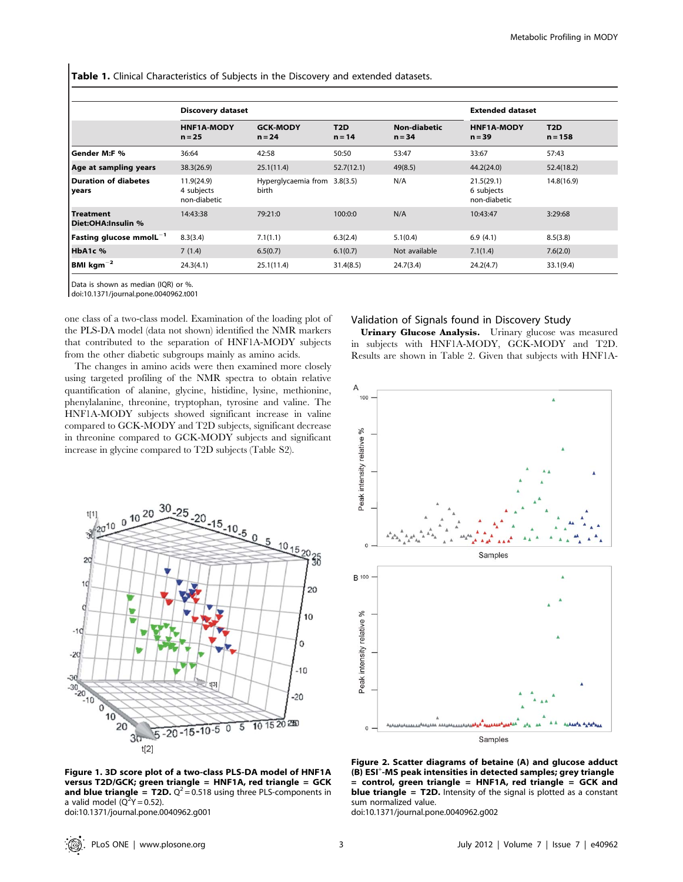**Table 1.** Clinical Characteristics of Subjects in the Discovery and extended datasets.

| | Discovery dataset | | | | Extended dataset | |
|---|---|---|---|---|---|---|
| | **HNF1A-MODY n = 25** | **GCK-MODY n = 24** | **T2D n = 14** | **Non-diabetic n = 34** | **HNF1A-MODY n = 39** | **T2D n = 158** |
| **Gender M:F %** | 36:64 | 42:58 | 50:50 | 53:47 | 33:67 | 57:43 |
| **Age at sampling years** | 38.3(26.9) | 25.1(11.4) | 52.7(12.1) | 49(8.5) | 44.2(24.0) | 52.4(18.2) |
| **Duration of diabetes years** | 11.9(24.9) 4 subjects non-diabetic | Hyperglycaemia from birth | 3.8(3.5) | N/A | 21.5(29.1) 6 subjects non-diabetic | 14.8(16.9) |
| **Treatment Diet:OHA:Insulin %** | 14:43:38 | 79:21:0 | 100:0:0 | N/A | 10:43:47 | 3:29:68 |
| **Fasting glucose mmolL$^{-1}$** | 8.3(3.4) | 7.1(1.1) | 6.3(2.4) | 5.1(0.4) | 6.9 (4.1) | 8.5(3.8) |
| **HbA1c %** | 7 (1.4) | 6.5(0.7) | 6.1(0.7) | Not available | 7.1(1.4) | 7.6(2.0) |
| **BMI kgm$^{-2}$** | 24.3(4.1) | 25.1(11.4) | 31.4(8.5) | 24.7(3.4) | 24.2(4.7) | 33.1(9.4) |

Data is shown as median (IQR) or %.
doi:10.1371/journal.pone.0040962.t001

one class of a two-class model. Examination of the loading plot of the PLS-DA model (data not shown) identified the NMR markers that contributed to the separation of HNF1A-MODY subjects from the other diabetic subgroups mainly as amino acids.

The changes in amino acids were then examined more closely using targeted profiling of the NMR spectra to obtain relative quantification of alanine, glycine, histidine, lysine, methionine, phenylalanine, threonine, tryptophan, tyrosine and valine. The HNF1A-MODY subjects showed significant increase in valine compared to GCK-MODY and T2D subjects, significant decrease in threonine compared to GCK-MODY subjects and significant increase in glycine compared to T2D subjects (Table S2).

**Figure 1. 3D score plot of a two-class PLS-DA model of HNF1A versus T2D/GCK; green triangle = HNF1A, red triangle = GCK and blue triangle = T2D.** $Q^2 = 0.518$ using three PLS-components in a valid model ($Q^2Y = 0.52$).
doi:10.1371/journal.pone.0040962.g001

## Validation of Signals found in Discovery Study

**Urinary Glucose Analysis.** Urinary glucose was measured in subjects with HNF1A-MODY, GCK-MODY and T2D. Results are shown in Table 2. Given that subjects with HNF1A-

**Figure 2. Scatter diagrams of betaine (A) and glucose adduct (B) ESI$^+$-MS peak intensities in detected samples; grey triangle = control, green triangle = HNF1A, red triangle = GCK and blue triangle = T2D.** Intensity of the signal is plotted as a constant sum normalized value.
doi:10.1371/journal.pone.0040962.g002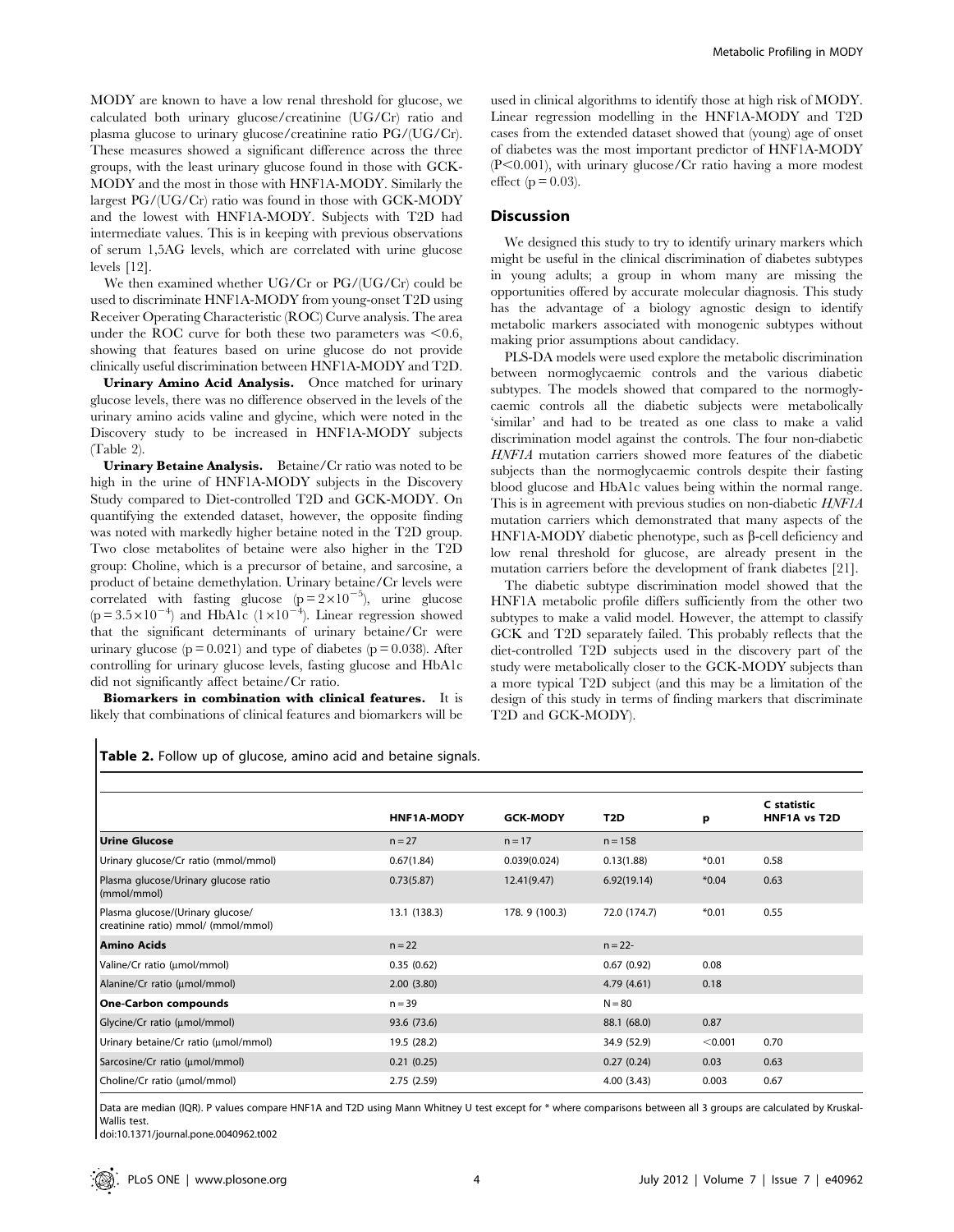MODY are known to have a low renal threshold for glucose, we calculated both urinary glucose/creatinine (UG/Cr) ratio and plasma glucose to urinary glucose/creatinine ratio PG/(UG/Cr). These measures showed a significant difference across the three groups, with the least urinary glucose found in those with GCK-MODY and the most in those with HNF1A-MODY. Similarly the largest PG/(UG/Cr) ratio was found in those with GCK-MODY and the lowest with HNF1A-MODY. Subjects with T2D had intermediate values. This is in keeping with previous observations of serum 1,5AG levels, which are correlated with urine glucose levels [12].

We then examined whether UG/Cr or PG/(UG/Cr) could be used to discriminate HNF1A-MODY from young-onset T2D using Receiver Operating Characteristic (ROC) Curve analysis. The area under the ROC curve for both these two parameters was $<0.6$, showing that features based on urine glucose do not provide clinically useful discrimination between HNF1A-MODY and T2D.

**Urinary Amino Acid Analysis.** Once matched for urinary glucose levels, there was no difference observed in the levels of the urinary amino acids valine and glycine, which were noted in the Discovery study to be increased in HNF1A-MODY subjects (Table 2).

**Urinary Betaine Analysis.** Betaine/Cr ratio was noted to be high in the urine of HNF1A-MODY subjects in the Discovery Study compared to Diet-controlled T2D and GCK-MODY. On quantifying the extended dataset, however, the opposite finding was noted with markedly higher betaine noted in the T2D group. Two close metabolites of betaine were also higher in the T2D group: Choline, which is a precursor of betaine, and sarcosine, a product of betaine demethylation. Urinary betaine/Cr levels were correlated with fasting glucose ($p = 2\times10^{-5}$), urine glucose ($p = 3.5\times10^{-4}$) and HbA1c ($1\times10^{-4}$). Linear regression showed that the significant determinants of urinary betaine/Cr were urinary glucose ($p = 0.021$) and type of diabetes ($p = 0.038$). After controlling for urinary glucose levels, fasting glucose and HbA1c did not significantly affect betaine/Cr ratio.

**Biomarkers in combination with clinical features.** It is likely that combinations of clinical features and biomarkers will be used in clinical algorithms to identify those at high risk of MODY. Linear regression modelling in the HNF1A-MODY and T2D cases from the extended dataset showed that (young) age of onset of diabetes was the most important predictor of HNF1A-MODY ($P<0.001$), with urinary glucose/Cr ratio having a more modest effect ($p = 0.03$).

## Discussion

We designed this study to try to identify urinary markers which might be useful in the clinical discrimination of diabetes subtypes in young adults; a group in whom many are missing the opportunities offered by accurate molecular diagnosis. This study has the advantage of a biology agnostic design to identify metabolic markers associated with monogenic subtypes without making prior assumptions about candidacy.

PLS-DA models were used explore the metabolic discrimination between normoglycaemic controls and the various diabetic subtypes. The models showed that compared to the normoglycaemic controls all the diabetic subjects were metabolically 'similar' and had to be treated as one class to make a valid discrimination model against the controls. The four non-diabetic *HNF1A* mutation carriers showed more features of the diabetic subjects than the normoglycaemic controls despite their fasting blood glucose and HbA1c values being within the normal range. This is in agreement with previous studies on non-diabetic *HNF1A* mutation carriers which demonstrated that many aspects of the HNF1A-MODY diabetic phenotype, such as β-cell deficiency and low renal threshold for glucose, are already present in the mutation carriers before the development of frank diabetes [21].

The diabetic subtype discrimination model showed that the HNF1A metabolic profile differs sufficiently from the other two subtypes to make a valid model. However, the attempt to classify GCK and T2D separately failed. This probably reflects that the diet-controlled T2D subjects used in the discovery part of the study were metabolically closer to the GCK-MODY subjects than a more typical T2D subject (and this may be a limitation of the design of this study in terms of finding markers that discriminate T2D and GCK-MODY).

**Table 2.** Follow up of glucose, amino acid and betaine signals.

| | HNF1A-MODY | GCK-MODY | T2D | p | C statistic HNF1A vs T2D |
|---|---|---|---|---|---|
| **Urine Glucose** | n = 27 | n = 17 | n = 158 | | |
| Urinary glucose/Cr ratio (mmol/mmol) | 0.67(1.84) | 0.039(0.024) | 0.13(1.88) | *0.01 | 0.58 |
| Plasma glucose/Urinary glucose ratio (mmol/mmol) | 0.73(5.87) | 12.41(9.47) | 6.92(19.14) | *0.04 | 0.63 |
| Plasma glucose/(Urinary glucose/ creatinine ratio) mmol/ (mmol/mmol) | 13.1 (138.3) | 178. 9 (100.3) | 72.0 (174.7) | *0.01 | 0.55 |
| **Amino Acids** | n = 22 | | n = 22- | | |
| Valine/Cr ratio (µmol/mmol) | 0.35 (0.62) | | 0.67 (0.92) | 0.08 | |
| Alanine/Cr ratio (µmol/mmol) | 2.00 (3.80) | | 4.79 (4.61) | 0.18 | |
| **One-Carbon compounds** | n = 39 | | N = 80 | | |
| Glycine/Cr ratio (µmol/mmol) | 93.6 (73.6) | | 88.1 (68.0) | 0.87 | |
| Urinary betaine/Cr ratio (µmol/mmol) | 19.5 (28.2) | | 34.9 (52.9) | <0.001 | 0.70 |
| Sarcosine/Cr ratio (µmol/mmol) | 0.21 (0.25) | | 0.27 (0.24) | 0.03 | 0.63 |
| Choline/Cr ratio (µmol/mmol) | 2.75 (2.59) | | 4.00 (3.43) | 0.003 | 0.67 |

Data are median (IQR). P values compare HNF1A and T2D using Mann Whitney U test except for * where comparisons between all 3 groups are calculated by Kruskal-Wallis test.

doi:10.1371/journal.pone.0040962.t002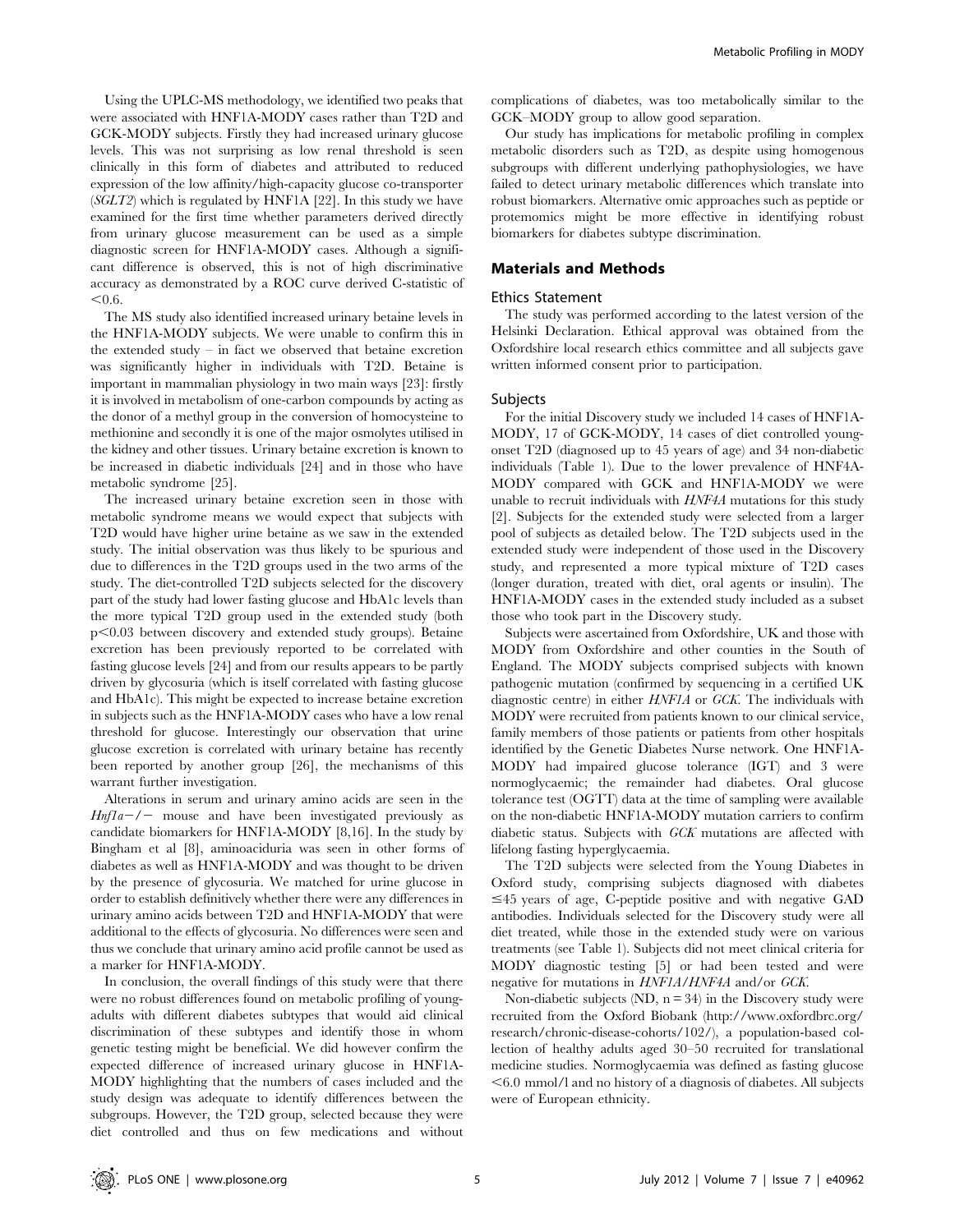Using the UPLC-MS methodology, we identified two peaks that were associated with HNF1A-MODY cases rather than T2D and GCK-MODY subjects. Firstly they had increased urinary glucose levels. This was not surprising as low renal threshold is seen clinically in this form of diabetes and attributed to reduced expression of the low affinity/high-capacity glucose co-transporter (*SGLT2*) which is regulated by HNF1A [22]. In this study we have examined for the first time whether parameters derived directly from urinary glucose measurement can be used as a simple diagnostic screen for HNF1A-MODY cases. Although a significant difference is observed, this is not of high discriminative accuracy as demonstrated by a ROC curve derived C-statistic of $<0.6$.

The MS study also identified increased urinary betaine levels in the HNF1A-MODY subjects. We were unable to confirm this in the extended study – in fact we observed that betaine excretion was significantly higher in individuals with T2D. Betaine is important in mammalian physiology in two main ways [23]: firstly it is involved in metabolism of one-carbon compounds by acting as the donor of a methyl group in the conversion of homocysteine to methionine and secondly it is one of the major osmolytes utilised in the kidney and other tissues. Urinary betaine excretion is known to be increased in diabetic individuals [24] and in those who have metabolic syndrome [25].

The increased urinary betaine excretion seen in those with metabolic syndrome means we would expect that subjects with T2D would have higher urine betaine as we saw in the extended study. The initial observation was thus likely to be spurious and due to differences in the T2D groups used in the two arms of the study. The diet-controlled T2D subjects selected for the discovery part of the study had lower fasting glucose and HbA1c levels than the more typical T2D group used in the extended study (both $p<0.03$ between discovery and extended study groups). Betaine excretion has been previously reported to be correlated with fasting glucose levels [24] and from our results appears to be partly driven by glycosuria (which is itself correlated with fasting glucose and HbA1c). This might be expected to increase betaine excretion in subjects such as the HNF1A-MODY cases who have a low renal threshold for glucose. Interestingly our observation that urine glucose excretion is correlated with urinary betaine has recently been reported by another group [26], the mechanisms of this warrant further investigation.

Alterations in serum and urinary amino acids are seen in the *Hnf1a−/−* mouse and have been investigated previously as candidate biomarkers for HNF1A-MODY [8,16]. In the study by Bingham et al [8], aminoaciduria was seen in other forms of diabetes as well as HNF1A-MODY and was thought to be driven by the presence of glycosuria. We matched for urine glucose in order to establish definitively whether there were any differences in urinary amino acids between T2D and HNF1A-MODY that were additional to the effects of glycosuria. No differences were seen and thus we conclude that urinary amino acid profile cannot be used as a marker for HNF1A-MODY.

In conclusion, the overall findings of this study were that there were no robust differences found on metabolic profiling of young-adults with different diabetes subtypes that would aid clinical discrimination of these subtypes and identify those in whom genetic testing might be beneficial. We did however confirm the expected difference of increased urinary glucose in HNF1A-MODY highlighting that the numbers of cases included and the study design was adequate to identify differences between the subgroups. However, the T2D group, selected because they were diet controlled and thus on few medications and without complications of diabetes, was too metabolically similar to the GCK–MODY group to allow good separation.

Our study has implications for metabolic profiling in complex metabolic disorders such as T2D, as despite using homogenous subgroups with different underlying pathophysiologies, we have failed to detect urinary metabolic differences which translate into robust biomarkers. Alternative omic approaches such as peptide or protemomics might be more effective in identifying robust biomarkers for diabetes subtype discrimination.

## Materials and Methods

### Ethics Statement

The study was performed according to the latest version of the Helsinki Declaration. Ethical approval was obtained from the Oxfordshire local research ethics committee and all subjects gave written informed consent prior to participation.

### Subjects

For the initial Discovery study we included 14 cases of HNF1A-MODY, 17 of GCK-MODY, 14 cases of diet controlled young-onset T2D (diagnosed up to 45 years of age) and 34 non-diabetic individuals (Table 1). Due to the lower prevalence of HNF4A-MODY compared with GCK and HNF1A-MODY we were unable to recruit individuals with *HNF4A* mutations for this study [2]. Subjects for the extended study were selected from a larger pool of subjects as detailed below. The T2D subjects used in the extended study were independent of those used in the Discovery study, and represented a more typical mixture of T2D cases (longer duration, treated with diet, oral agents or insulin). The HNF1A-MODY cases in the extended study included as a subset those who took part in the Discovery study.

Subjects were ascertained from Oxfordshire, UK and those with MODY from Oxfordshire and other counties in the South of England. The MODY subjects comprised subjects with known pathogenic mutation (confirmed by sequencing in a certified UK diagnostic centre) in either *HNF1A* or *GCK*. The individuals with MODY were recruited from patients known to our clinical service, family members of those patients or patients from other hospitals identified by the Genetic Diabetes Nurse network. One HNF1A-MODY had impaired glucose tolerance (IGT) and 3 were normoglycaemic; the remainder had diabetes. Oral glucose tolerance test (OGTT) data at the time of sampling were available on the non-diabetic HNF1A-MODY mutation carriers to confirm diabetic status. Subjects with *GCK* mutations are affected with lifelong fasting hyperglycaemia.

The T2D subjects were selected from the Young Diabetes in Oxford study, comprising subjects diagnosed with diabetes $\leq$45 years of age, C-peptide positive and with negative GAD antibodies. Individuals selected for the Discovery study were all diet treated, while those in the extended study were on various treatments (see Table 1). Subjects did not meet clinical criteria for MODY diagnostic testing [5] or had been tested and were negative for mutations in *HNF1A*/*HNF4A* and/or *GCK*.

Non-diabetic subjects (ND, n = 34) in the Discovery study were recruited from the Oxford Biobank (http://www.oxfordbrc.org/research/chronic-disease-cohorts/102/), a population-based collection of healthy adults aged 30–50 recruited for translational medicine studies. Normoglycaemia was defined as fasting glucose $<$6.0 mmol/l and no history of a diagnosis of diabetes. All subjects were of European ethnicity.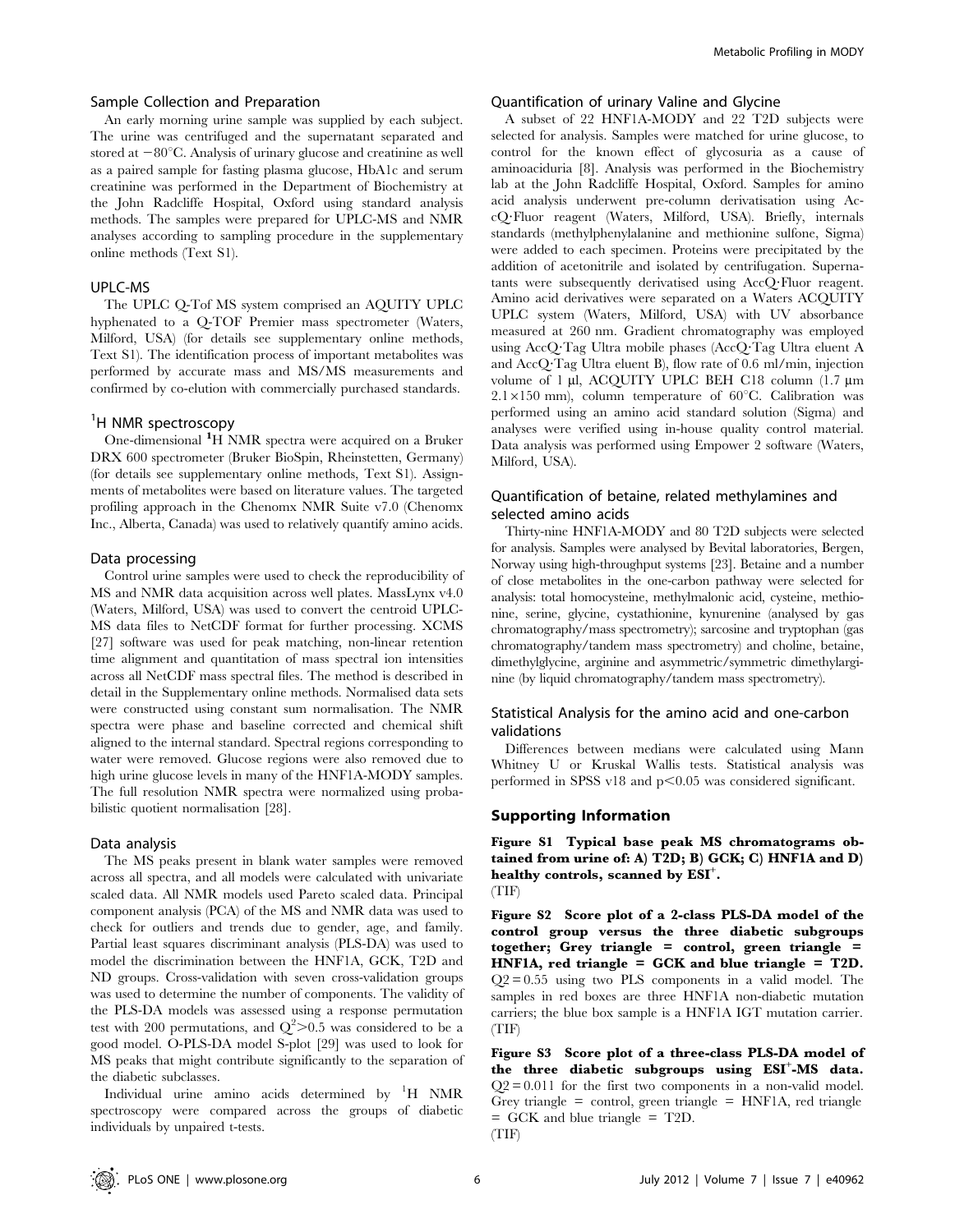### Sample Collection and Preparation

An early morning urine sample was supplied by each subject. The urine was centrifuged and the supernatant separated and stored at −80°C. Analysis of urinary glucose and creatinine as well as a paired sample for fasting plasma glucose, HbA1c and serum creatinine was performed in the Department of Biochemistry at the John Radcliffe Hospital, Oxford using standard analysis methods. The samples were prepared for UPLC-MS and NMR analyses according to sampling procedure in the supplementary online methods (Text S1).

### UPLC-MS

The UPLC Q-Tof MS system comprised an AQUITY UPLC hyphenated to a Q-TOF Premier mass spectrometer (Waters, Milford, USA) (for details see supplementary online methods, Text S1). The identification process of important metabolites was performed by accurate mass and MS/MS measurements and confirmed by co-elution with commercially purchased standards.

### $^1$H NMR spectroscopy

One-dimensional $^1$H NMR spectra were acquired on a Bruker DRX 600 spectrometer (Bruker BioSpin, Rheinstetten, Germany) (for details see supplementary online methods, Text S1). Assignments of metabolites were based on literature values. The targeted profiling approach in the Chenomx NMR Suite v7.0 (Chenomx Inc., Alberta, Canada) was used to relatively quantify amino acids.

### Data processing

Control urine samples were used to check the reproducibility of MS and NMR data acquisition across well plates. MassLynx v4.0 (Waters, Milford, USA) was used to convert the centroid UPLC-MS data files to NetCDF format for further processing. XCMS [27] software was used for peak matching, non-linear retention time alignment and quantitation of mass spectral ion intensities across all NetCDF mass spectral files. The method is described in detail in the Supplementary online methods. Normalised data sets were constructed using constant sum normalisation. The NMR spectra were phase and baseline corrected and chemical shift aligned to the internal standard. Spectral regions corresponding to water were removed. Glucose regions were also removed due to high urine glucose levels in many of the HNF1A-MODY samples. The full resolution NMR spectra were normalized using probabilistic quotient normalisation [28].

### Data analysis

The MS peaks present in blank water samples were removed across all spectra, and all models were calculated with univariate scaled data. All NMR models used Pareto scaled data. Principal component analysis (PCA) of the MS and NMR data was used to check for outliers and trends due to gender, age, and family. Partial least squares discriminant analysis (PLS-DA) was used to model the discrimination between the HNF1A, GCK, T2D and ND groups. Cross-validation with seven cross-validation groups was used to determine the number of components. The validity of the PLS-DA models was assessed using a response permutation test with 200 permutations, and $Q^2>0.5$ was considered to be a good model. O-PLS-DA model S-plot [29] was used to look for MS peaks that might contribute significantly to the separation of the diabetic subclasses.

Individual urine amino acids determined by $^1$H NMR spectroscopy were compared across the groups of diabetic individuals by unpaired t-tests.

### Quantification of urinary Valine and Glycine

A subset of 22 HNF1A-MODY and 22 T2D subjects were selected for analysis. Samples were matched for urine glucose, to control for the known effect of glycosuria as a cause of aminoaciduria [8]. Analysis was performed in the Biochemistry lab at the John Radcliffe Hospital, Oxford. Samples for amino acid analysis underwent pre-column derivatisation using AccQ·Fluor reagent (Waters, Milford, USA). Briefly, internals standards (methylphenylalanine and methionine sulfone, Sigma) were added to each specimen. Proteins were precipitated by the addition of acetonitrile and isolated by centrifugation. Supernatants were subsequently derivatised using AccQ·Fluor reagent. Amino acid derivatives were separated on a Waters ACQUITY UPLC system (Waters, Milford, USA) with UV absorbance measured at 260 nm. Gradient chromatography was employed using AccQ·Tag Ultra mobile phases (AccQ·Tag Ultra eluent A and AccQ·Tag Ultra eluent B), flow rate of 0.6 ml/min, injection volume of 1 µl, ACQUITY UPLC BEH C18 column (1.7 µm 2.1×150 mm), column temperature of 60°C. Calibration was performed using an amino acid standard solution (Sigma) and analyses were verified using in-house quality control material. Data analysis was performed using Empower 2 software (Waters, Milford, USA).

### Quantification of betaine, related methylamines and selected amino acids

Thirty-nine HNF1A-MODY and 80 T2D subjects were selected for analysis. Samples were analysed by Bevital laboratories, Bergen, Norway using high-throughput systems [23]. Betaine and a number of close metabolites in the one-carbon pathway were selected for analysis: total homocysteine, methylmalonic acid, cysteine, methionine, serine, glycine, cystathionine, kynurenine (analysed by gas chromatography/mass spectrometry); sarcosine and tryptophan (gas chromatography/tandem mass spectrometry) and choline, betaine, dimethylglycine, arginine and asymmetric/symmetric dimethylarginine (by liquid chromatography/tandem mass spectrometry).

### Statistical Analysis for the amino acid and one-carbon validations

Differences between medians were calculated using Mann Whitney U or Kruskal Wallis tests. Statistical analysis was performed in SPSS v18 and $p<0.05$ was considered significant.

## Supporting Information

**Figure S1 Typical base peak MS chromatograms obtained from urine of: A) T2D; B) GCK; C) HNF1A and D) healthy controls, scanned by ESI$^+$.**
(TIF)

**Figure S2 Score plot of a 2-class PLS-DA model of the control group versus the three diabetic subgroups together; Grey triangle = control, green triangle = HNF1A, red triangle = GCK and blue triangle = T2D.** $Q2 = 0.55$ using two PLS components in a valid model. The samples in red boxes are three HNF1A non-diabetic mutation carriers; the blue box sample is a HNF1A IGT mutation carrier.
(TIF)

**Figure S3 Score plot of a three-class PLS-DA model of the three diabetic subgroups using ESI$^+$-MS data.** $Q2 = 0.011$ for the first two components in a non-valid model. Grey triangle = control, green triangle = HNF1A, red triangle = GCK and blue triangle = T2D.
(TIF)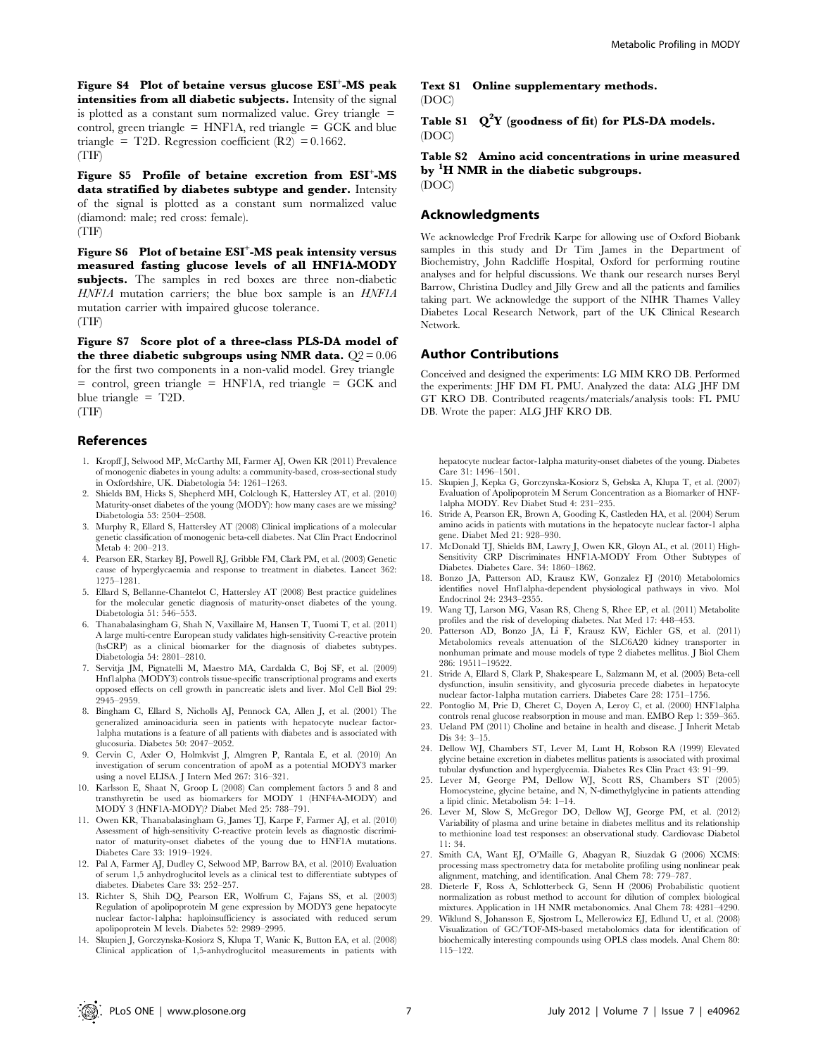**Figure S4 Plot of betaine versus glucose ESI$^+$-MS peak intensities from all diabetic subjects.** Intensity of the signal is plotted as a constant sum normalized value. Grey triangle = control, green triangle = HNF1A, red triangle = GCK and blue triangle = T2D. Regression coefficient (R2) = 0.1662.
(TIF)

**Figure S5 Profile of betaine excretion from ESI$^+$-MS data stratified by diabetes subtype and gender.** Intensity of the signal is plotted as a constant sum normalized value (diamond: male; red cross: female).
(TIF)

**Figure S6 Plot of betaine ESI$^+$-MS peak intensity versus measured fasting glucose levels of all HNF1A-MODY subjects.** The samples in red boxes are three non-diabetic *HNF1A* mutation carriers; the blue box sample is an *HNF1A* mutation carrier with impaired glucose tolerance.
(TIF)

**Figure S7 Score plot of a three-class PLS-DA model of the three diabetic subgroups using NMR data.** Q2 = 0.06 for the first two components in a non-valid model. Grey triangle = control, green triangle = HNF1A, red triangle = GCK and blue triangle = T2D.
(TIF)

**Text S1 Online supplementary methods.**
(DOC)

**Table S1 $Q^2Y$ (goodness of fit) for PLS-DA models.**
(DOC)

**Table S2 Amino acid concentrations in urine measured by $^1H$ NMR in the diabetic subgroups.**
(DOC)

## Acknowledgments

We acknowledge Prof Fredrik Karpe for allowing use of Oxford Biobank samples in this study and Dr Tim James in the Department of Biochemistry, John Radcliffe Hospital, Oxford for performing routine analyses and for helpful discussions. We thank our research nurses Beryl Barrow, Christina Dudley and Jilly Grew and all the patients and families taking part. We acknowledge the support of the NIHR Thames Valley Diabetes Local Research Network, part of the UK Clinical Research Network.

## Author Contributions

Conceived and designed the experiments: LG MIM KRO DB. Performed the experiments: JHF DM FL PMU. Analyzed the data: ALG JHF DM GT KRO DB. Contributed reagents/materials/analysis tools: FL PMU DB. Wrote the paper: ALG JHF KRO DB.

## References

1. Kropff J, Selwood MP, McCarthy MI, Farmer AJ, Owen KR (2011) Prevalence of monogenic diabetes in young adults: a community-based, cross-sectional study in Oxfordshire, UK. Diabetologia 54: 1261–1263.
2. Shields BM, Hicks S, Shepherd MH, Colclough K, Hattersley AT, et al. (2010) Maturity-onset diabetes of the young (MODY): how many cases are we missing? Diabetologia 53: 2504–2508.
3. Murphy R, Ellard S, Hattersley AT (2008) Clinical implications of a molecular genetic classification of monogenic beta-cell diabetes. Nat Clin Pract Endocrinol Metab 4: 200–213.
4. Pearson ER, Starkey BJ, Powell RJ, Gribble FM, Clark PM, et al. (2003) Genetic cause of hyperglycaemia and response to treatment in diabetes. Lancet 362: 1275–1281.
5. Ellard S, Bellanne-Chantelot C, Hattersley AT (2008) Best practice guidelines for the molecular genetic diagnosis of maturity-onset diabetes of the young. Diabetologia 51: 546–553.
6. Thanabalasingham G, Shah N, Vaxillaire M, Hansen T, Tuomi T, et al. (2011) A large multi-centre European study validates high-sensitivity C-reactive protein (hsCRP) as a clinical biomarker for the diagnosis of diabetes subtypes. Diabetologia 54: 2801–2810.
7. Servitja JM, Pignatelli M, Maestro MA, Cardalda C, Boj SF, et al. (2009) Hnf1alpha (MODY3) controls tissue-specific transcriptional programs and exerts opposed effects on cell growth in pancreatic islets and liver. Mol Cell Biol 29: 2945–2959.
8. Bingham C, Ellard S, Nicholls AJ, Pennock CA, Allen J, et al. (2001) The generalized aminoaciduria seen in patients with hepatocyte nuclear factor-1alpha mutations is a feature of all patients with diabetes and is associated with glucosuria. Diabetes 50: 2047–2052.
9. Cervin C, Axler O, Holmkvist J, Almgren P, Rantala E, et al. (2010) An investigation of serum concentration of apoM as a potential MODY3 marker using a novel ELISA. J Intern Med 267: 316–321.
10. Karlsson E, Shaat N, Groop L (2008) Can complement factors 5 and 8 and transthyretin be used as biomarkers for MODY 1 (HNF4A-MODY) and MODY 3 (HNF1A-MODY)? Diabet Med 25: 788–791.
11. Owen KR, Thanabalasingham G, James TJ, Karpe F, Farmer AJ, et al. (2010) Assessment of high-sensitivity C-reactive protein levels as diagnostic discriminator of maturity-onset diabetes of the young due to HNF1A mutations. Diabetes Care 33: 1919–1924.
12. Pal A, Farmer AJ, Dudley C, Selwood MP, Barrow BA, et al. (2010) Evaluation of serum 1,5 anhydroglucitol levels as a clinical test to differentiate subtypes of diabetes. Diabetes Care 33: 252–257.
13. Richter S, Shih DQ, Pearson ER, Wolfrum C, Fajans SS, et al. (2003) Regulation of apolipoprotein M gene expression by MODY3 gene hepatocyte nuclear factor-1alpha: haploinsufficiency is associated with reduced serum apolipoprotein M levels. Diabetes 52: 2989–2995.
14. Skupien J, Gorczynska-Kosiorz S, Klupa T, Wanic K, Button EA, et al. (2008) Clinical application of 1,5-anhydroglucitol measurements in patients with hepatocyte nuclear factor-1alpha maturity-onset diabetes of the young. Diabetes Care 31: 1496–1501.
15. Skupien J, Kepka G, Gorczynska-Kosiorz S, Gebska A, Klupa T, et al. (2007) Evaluation of Apolipoprotein M Serum Concentration as a Biomarker of HNF-1alpha MODY. Rev Diabet Stud 4: 231–235.
16. Stride A, Pearson ER, Brown A, Gooding K, Castleden HA, et al. (2004) Serum amino acids in patients with mutations in the hepatocyte nuclear factor-1 alpha gene. Diabet Med 21: 928–930.
17. McDonald TJ, Shields BM, Lawry J, Owen KR, Gloyn AL, et al. (2011) High-Sensitivity CRP Discriminates HNF1A-MODY From Other Subtypes of Diabetes. Diabetes Care. 34: 1860–1862.
18. Bonzo JA, Patterson AD, Krausz KW, Gonzalez FJ (2010) Metabolomics identifies novel Hnf1alpha-dependent physiological pathways in vivo. Mol Endocrinol 24: 2343–2355.
19. Wang TJ, Larson MG, Vasan RS, Cheng S, Rhee EP, et al. (2011) Metabolite profiles and the risk of developing diabetes. Nat Med 17: 448–453.
20. Patterson AD, Bonzo JA, Li F, Krausz KW, Eichler GS, et al. (2011) Metabolomics reveals attenuation of the SLC6A20 kidney transporter in nonhuman primate and mouse models of type 2 diabetes mellitus. J Biol Chem 286: 19511–19522.
21. Stride A, Ellard S, Clark P, Shakespeare L, Salzmann M, et al. (2005) Beta-cell dysfunction, insulin sensitivity, and glycosuria precede diabetes in hepatocyte nuclear factor-1alpha mutation carriers. Diabetes Care 28: 1751–1756.
22. Pontoglio M, Prie D, Cheret C, Doyen A, Leroy C, et al. (2000) HNF1alpha controls renal glucose reabsorption in mouse and man. EMBO Rep 1: 359–365.
23. Ueland PM (2011) Choline and betaine in health and disease. J Inherit Metab Dis 34: 3–15.
24. Dellow WJ, Chambers ST, Lever M, Lunt H, Robson RA (1999) Elevated glycine betaine excretion in diabetes mellitus patients is associated with proximal tubular dysfunction and hyperglycemia. Diabetes Res Clin Pract 43: 91–99.
25. Lever M, George PM, Dellow WJ, Scott RS, Chambers ST (2005) Homocysteine, glycine betaine, and N, N-dimethylglycine in patients attending a lipid clinic. Metabolism 54: 1–14.
26. Lever M, Slow S, McGregor DO, Dellow WJ, George PM, et al. (2012) Variability of plasma and urine betaine in diabetes mellitus and its relationship to methionine load test responses: an observational study. Cardiovasc Diabetol 11: 34.
27. Smith CA, Want EJ, O'Maille G, Abagyan R, Siuzdak G (2006) XCMS: processing mass spectrometry data for metabolite profiling using nonlinear peak alignment, matching, and identification. Anal Chem 78: 779–787.
28. Dieterle F, Ross A, Schlotterbeck G, Senn H (2006) Probabilistic quotient normalization as robust method to account for dilution of complex biological mixtures. Application in 1H NMR metabonomics. Anal Chem 78: 4281–4290.
29. Wiklund S, Johansson E, Sjostrom L, Mellerowicz EJ, Edlund U, et al. (2008) Visualization of GC/TOF-MS-based metabolomics data for identification of biochemically interesting compounds using OPLS class models. Anal Chem 80: 115–122.